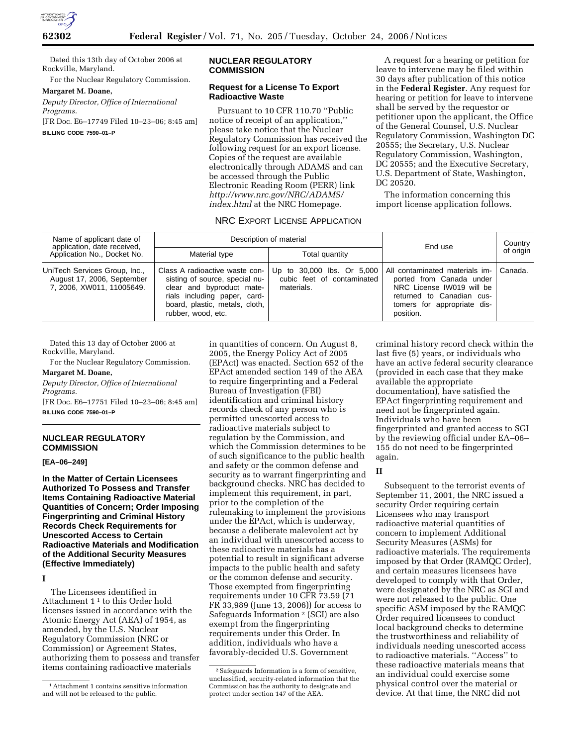Dated this 13th day of October 2006 at Rockville, Maryland.

For the Nuclear Regulatory Commission.

**Margaret M. Doane,**

*Deputy Director, Office of International Programs.*

[FR Doc. E6–17749 Filed 10–23–06; 8:45 am]

**BILLING CODE 7590–01–P**

## NUCLEAR REGULATORY COMMISSION

### Request for a License To Export Radioactive Waste

Pursuant to 10 CFR 110.70 ''Public notice of receipt of an application,'' please take notice that the Nuclear Regulatory Commission has received the following request for an export license. Copies of the request are available electronically through ADAMS and can be accessed through the Public Electronic Reading Room (PERR) link *http://www.nrc.gov/NRC/ADAMS/index.html* at the NRC Homepage.

A request for a hearing or petition for leave to intervene may be filed within 30 days after publication of this notice in the **Federal Register**. Any request for hearing or petition for leave to intervene shall be served by the requestor or petitioner upon the applicant, the Office of the General Counsel, U.S. Nuclear Regulatory Commission, Washington DC 20555; the Secretary, U.S. Nuclear Regulatory Commission, Washington, DC 20555; and the Executive Secretary, U.S. Department of State, Washington, DC 20520.

The information concerning this import license application follows.

NRC EXPORT LICENSE APPLICATION

| Name of applicant date of application, date received, Application No., Docket No. | Description of material | | End use | Country of origin |
|---|---|---|---|---|
| | Material type | Total quantity | | |
| UniTech Services Group, Inc., August 17, 2006, September 7, 2006, XW011, 11005649. | Class A radioactive waste consisting of source, special nuclear and byproduct materials including paper, cardboard, plastic, metals, cloth, rubber, wood, etc. | Up to 30,000 lbs. Or 5,000 cubic feet of contaminated materials. | All contaminated materials imported from Canada under NRC License IW019 will be returned to Canadian customers for appropriate disposition. | Canada. |

Dated this 13 day of October 2006 at Rockville, Maryland.

For the Nuclear Regulatory Commission.

**Margaret M. Doane,**

*Deputy Director, Office of International Programs.*

[FR Doc. E6–17751 Filed 10–23–06; 8:45 am]

**BILLING CODE 7590–01–P**

## NUCLEAR REGULATORY COMMISSION

**[EA–06–249]**

### In the Matter of Certain Licensees Authorized To Possess and Transfer Items Containing Radioactive Material Quantities of Concern; Order Imposing Fingerprinting and Criminal History Records Check Requirements for Unescorted Access to Certain Radioactive Materials and Modification of the Additional Security Measures (Effective Immediately)

**I**

The Licensees identified in Attachment 1 [1] to this Order hold licenses issued in accordance with the Atomic Energy Act (AEA) of 1954, as amended, by the U.S. Nuclear Regulatory Commission (NRC or Commission) or Agreement States, authorizing them to possess and transfer items containing radioactive materials in quantities of concern. On August 8, 2005, the Energy Policy Act of 2005 (EPAct) was enacted. Section 652 of the EPAct amended section 149 of the AEA to require fingerprinting and a Federal Bureau of Investigation (FBI) identification and criminal history records check of any person who is permitted unescorted access to radioactive materials subject to regulation by the Commission, and which the Commission determines to be of such significance to the public health and safety or the common defense and security as to warrant fingerprinting and background checks. NRC has decided to implement this requirement, in part, prior to the completion of the rulemaking to implement the provisions under the EPAct, which is underway, because a deliberate malevolent act by an individual with unescorted access to these radioactive materials has a potential to result in significant adverse impacts to the public health and safety or the common defense and security. Those exempted from fingerprinting requirements under 10 CFR 73.59 (71 FR 33,989 (June 13, 2006)) for access to Safeguards Information [2] (SGI) are also exempt from the fingerprinting requirements under this Order. In addition, individuals who have a favorably-decided U.S. Government criminal history record check within the last five (5) years, or individuals who have an active federal security clearance (provided in each case that they make available the appropriate documentation), have satisfied the EPAct fingerprinting requirement and need not be fingerprinted again. Individuals who have been fingerprinted and granted access to SGI by the reviewing official under EA–06–155 do not need to be fingerprinted again.

**II**

Subsequent to the terrorist events of September 11, 2001, the NRC issued a security Order requiring certain Licensees who may transport radioactive material quantities of concern to implement Additional Security Measures (ASMs) for radioactive materials. The requirements imposed by that Order (RAMQC Order), and certain measures licensees have developed to comply with that Order, were designated by the NRC as SGI and were not released to the public. One specific ASM imposed by the RAMQC Order required licensees to conduct local background checks to determine the trustworthiness and reliability of individuals needing unescorted access to radioactive materials. ''Access'' to these radioactive materials means that an individual could exercise some physical control over the material or device. At that time, the NRC did not

[1] Attachment 1 contains sensitive information and will not be released to the public.

[2] Safeguards Information is a form of sensitive, unclassified, security-related information that the Commission has the authority to designate and protect under section 147 of the AEA.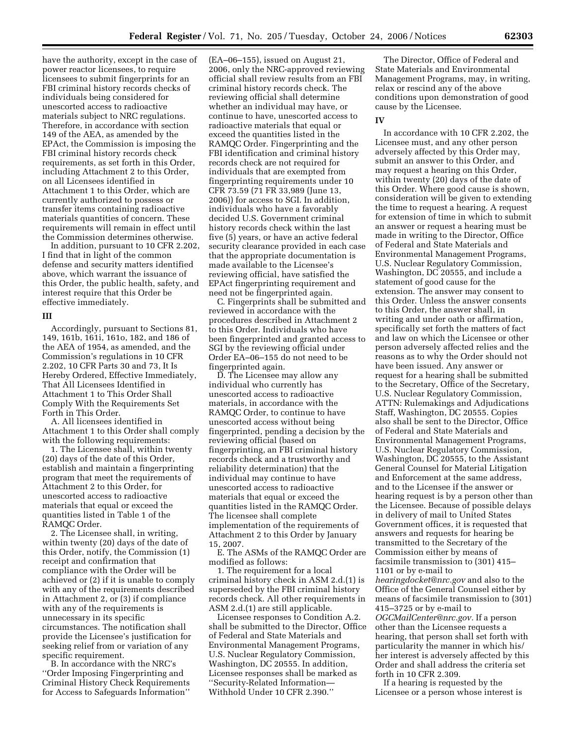have the authority, except in the case of power reactor licensees, to require licensees to submit fingerprints for an FBI criminal history records checks of individuals being considered for unescorted access to radioactive materials subject to NRC regulations. Therefore, in accordance with section 149 of the AEA, as amended by the EPAct, the Commission is imposing the FBI criminal history records check requirements, as set forth in this Order, including Attachment 2 to this Order, on all Licensees identified in Attachment 1 to this Order, which are currently authorized to possess or transfer items containing radioactive materials quantities of concern. These requirements will remain in effect until the Commission determines otherwise.

In addition, pursuant to 10 CFR 2.202, I find that in light of the common defense and security matters identified above, which warrant the issuance of this Order, the public health, safety, and interest require that this Order be effective immediately.

## III

Accordingly, pursuant to Sections 81, 149, 161b, 161i, 161o, 182, and 186 of the AEA of 1954, as amended, and the Commission's regulations in 10 CFR 2.202, 10 CFR Parts 30 and 73, It Is Hereby Ordered, Effective Immediately, That All Licensees Identified in Attachment 1 to This Order Shall Comply With the Requirements Set Forth in This Order.

A. All licensees identified in Attachment 1 to this Order shall comply with the following requirements:

1. The Licensee shall, within twenty (20) days of the date of this Order, establish and maintain a fingerprinting program that meet the requirements of Attachment 2 to this Order, for unescorted access to radioactive materials that equal or exceed the quantities listed in Table 1 of the RAMQC Order.

2. The Licensee shall, in writing, within twenty (20) days of the date of this Order, notify, the Commission (1) receipt and confirmation that compliance with the Order will be achieved or (2) if it is unable to comply with any of the requirements described in Attachment 2, or (3) if compliance with any of the requirements is unnecessary in its specific circumstances. The notification shall provide the Licensee's justification for seeking relief from or variation of any specific requirement.

B. In accordance with the NRC's ''Order Imposing Fingerprinting and Criminal History Check Requirements for Access to Safeguards Information'' (EA–06–155), issued on August 21, 2006, only the NRC-approved reviewing official shall review results from an FBI criminal history records check. The reviewing official shall determine whether an individual may have, or continue to have, unescorted access to radioactive materials that equal or exceed the quantities listed in the RAMQC Order. Fingerprinting and the FBI identification and criminal history records check are not required for individuals that are exempted from fingerprinting requirements under 10 CFR 73.59 (71 FR 33,989 (June 13, 2006)) for access to SGI. In addition, individuals who have a favorably decided U.S. Government criminal history records check within the last five (5) years, or have an active federal security clearance provided in each case that the appropriate documentation is made available to the Licensee's reviewing official, have satisfied the EPAct fingerprinting requirement and need not be fingerprinted again.

C. Fingerprints shall be submitted and reviewed in accordance with the procedures described in Attachment 2 to this Order. Individuals who have been fingerprinted and granted access to SGI by the reviewing official under Order EA–06–155 do not need to be fingerprinted again.

D. The Licensee may allow any individual who currently has unescorted access to radioactive materials, in accordance with the RAMQC Order, to continue to have unescorted access without being fingerprinted, pending a decision by the reviewing official (based on fingerprinting, an FBI criminal history records check and a trustworthy and reliability determination) that the individual may continue to have unescorted access to radioactive materials that equal or exceed the quantities listed in the RAMQC Order. The licensee shall complete implementation of the requirements of Attachment 2 to this Order by January 15, 2007.

E. The ASMs of the RAMQC Order are modified as follows:

1. The requirement for a local criminal history check in ASM 2.d.(1) is superseded by the FBI criminal history records check. All other requirements in ASM 2.d.(1) are still applicable.

Licensee responses to Condition A.2. shall be submitted to the Director, Office of Federal and State Materials and Environmental Management Programs, U.S. Nuclear Regulatory Commission, Washington, DC 20555. In addition, Licensee responses shall be marked as ''Security-Related Information—Withhold Under 10 CFR 2.390.''

The Director, Office of Federal and State Materials and Environmental Management Programs, may, in writing, relax or rescind any of the above conditions upon demonstration of good cause by the Licensee.

## IV

In accordance with 10 CFR 2.202, the Licensee must, and any other person adversely affected by this Order may, submit an answer to this Order, and may request a hearing on this Order, within twenty (20) days of the date of this Order. Where good cause is shown, consideration will be given to extending the time to request a hearing. A request for extension of time in which to submit an answer or request a hearing must be made in writing to the Director, Office of Federal and State Materials and Environmental Management Programs, U.S. Nuclear Regulatory Commission, Washington, DC 20555, and include a statement of good cause for the extension. The answer may consent to this Order. Unless the answer consents to this Order, the answer shall, in writing and under oath or affirmation, specifically set forth the matters of fact and law on which the Licensee or other person adversely affected relies and the reasons as to why the Order should not have been issued. Any answer or request for a hearing shall be submitted to the Secretary, Office of the Secretary, U.S. Nuclear Regulatory Commission, ATTN: Rulemakings and Adjudications Staff, Washington, DC 20555. Copies also shall be sent to the Director, Office of Federal and State Materials and Environmental Management Programs, U.S. Nuclear Regulatory Commission, Washington, DC 20555, to the Assistant General Counsel for Material Litigation and Enforcement at the same address, and to the Licensee if the answer or hearing request is by a person other than the Licensee. Because of possible delays in delivery of mail to United States Government offices, it is requested that answers and requests for hearing be transmitted to the Secretary of the Commission either by means of facsimile transmission to (301) 415–1101 or by e-mail to *hearingdocket@nrc.gov* and also to the Office of the General Counsel either by means of facsimile transmission to (301) 415–3725 or by e-mail to *OGCMailCenter@nrc.gov.* If a person other than the Licensee requests a hearing, that person shall set forth with particularity the manner in which his/her interest is adversely affected by this Order and shall address the criteria set forth in 10 CFR 2.309.

If a hearing is requested by the Licensee or a person whose interest is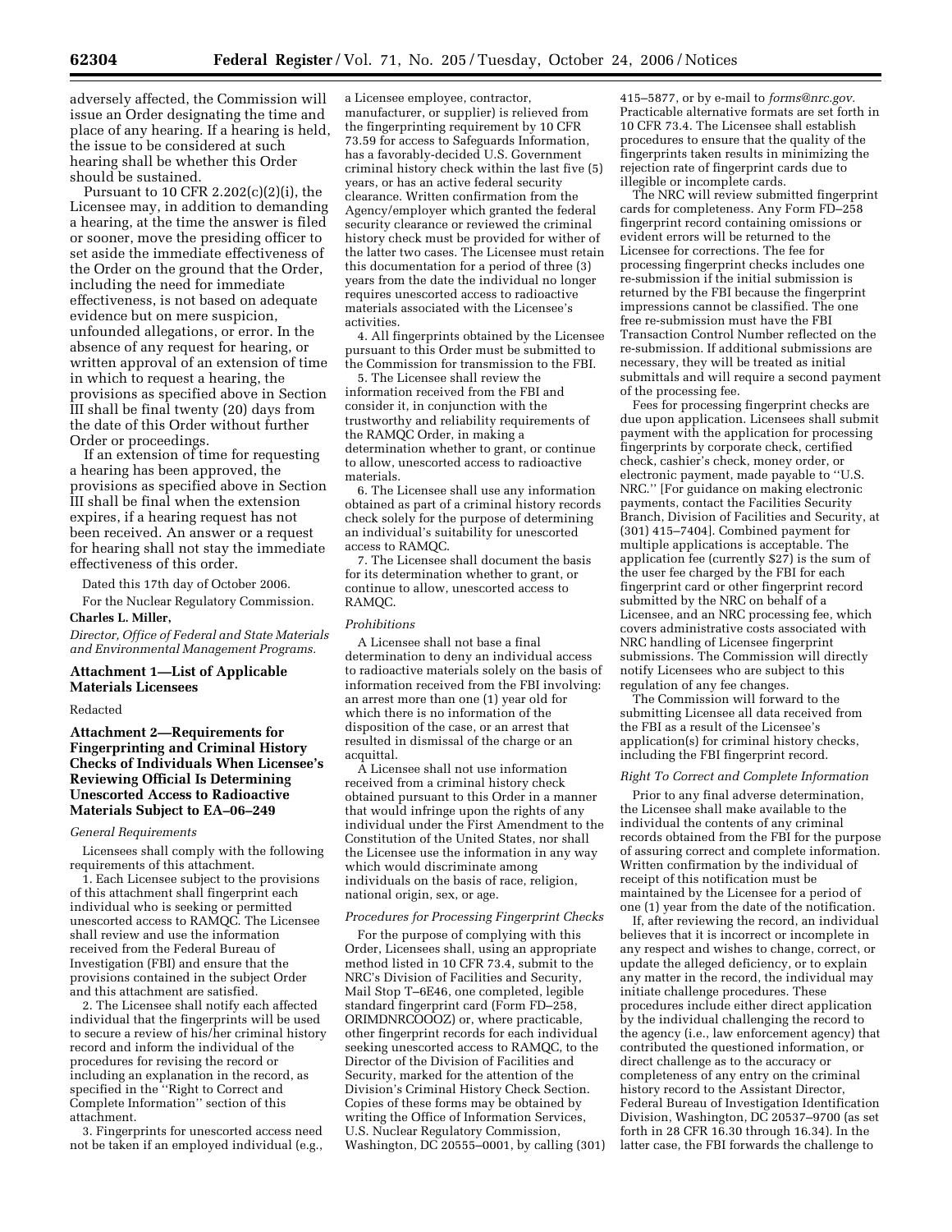adversely affected, the Commission will issue an Order designating the time and place of any hearing. If a hearing is held, the issue to be considered at such hearing shall be whether this Order should be sustained.

Pursuant to 10 CFR 2.202(c)(2)(i), the Licensee may, in addition to demanding a hearing, at the time the answer is filed or sooner, move the presiding officer to set aside the immediate effectiveness of the Order on the ground that the Order, including the need for immediate effectiveness, is not based on adequate evidence but on mere suspicion, unfounded allegations, or error. In the absence of any request for hearing, or written approval of an extension of time in which to request a hearing, the provisions as specified above in Section III shall be final twenty (20) days from the date of this Order without further Order or proceedings.

If an extension of time for requesting a hearing has been approved, the provisions as specified above in Section III shall be final when the extension expires, if a hearing request has not been received. An answer or a request for hearing shall not stay the immediate effectiveness of this order.

Dated this 17th day of October 2006.

For the Nuclear Regulatory Commission.

**Charles L. Miller,**

*Director, Office of Federal and State Materials and Environmental Management Programs.*

## Attachment 1—List of Applicable Materials Licensees

Redacted

## Attachment 2—Requirements for Fingerprinting and Criminal History Checks of Individuals When Licensee's Reviewing Official Is Determining Unescorted Access to Radioactive Materials Subject to EA–06–249

*General Requirements*

Licensees shall comply with the following requirements of this attachment.

1. Each Licensee subject to the provisions of this attachment shall fingerprint each individual who is seeking or permitted unescorted access to RAMQC. The Licensee shall review and use the information received from the Federal Bureau of Investigation (FBI) and ensure that the provisions contained in the subject Order and this attachment are satisfied.

2. The Licensee shall notify each affected individual that the fingerprints will be used to secure a review of his/her criminal history record and inform the individual of the procedures for revising the record or including an explanation in the record, as specified in the ''Right to Correct and Complete Information'' section of this attachment.

3. Fingerprints for unescorted access need not be taken if an employed individual (e.g., a Licensee employee, contractor, manufacturer, or supplier) is relieved from the fingerprinting requirement by 10 CFR 73.59 for access to Safeguards Information, has a favorably-decided U.S. Government criminal history check within the last five (5) years, or has an active federal security clearance. Written confirmation from the Agency/employer which granted the federal security clearance or reviewed the criminal history check must be provided for wither of the latter two cases. The Licensee must retain this documentation for a period of three (3) years from the date the individual no longer requires unescorted access to radioactive materials associated with the Licensee's activities.

4. All fingerprints obtained by the Licensee pursuant to this Order must be submitted to the Commission for transmission to the FBI.

5. The Licensee shall review the information received from the FBI and consider it, in conjunction with the trustworthy and reliability requirements of the RAMQC Order, in making a determination whether to grant, or continue to allow, unescorted access to radioactive materials.

6. The Licensee shall use any information obtained as part of a criminal history records check solely for the purpose of determining an individual's suitability for unescorted access to RAMQC.

7. The Licensee shall document the basis for its determination whether to grant, or continue to allow, unescorted access to RAMQC.

*Prohibitions*

A Licensee shall not base a final determination to deny an individual access to radioactive materials solely on the basis of information received from the FBI involving: an arrest more than one (1) year old for which there is no information of the disposition of the case, or an arrest that resulted in dismissal of the charge or an acquittal.

A Licensee shall not use information received from a criminal history check obtained pursuant to this Order in a manner that would infringe upon the rights of any individual under the First Amendment to the Constitution of the United States, nor shall the Licensee use the information in any way which would discriminate among individuals on the basis of race, religion, national origin, sex, or age.

*Procedures for Processing Fingerprint Checks*

For the purpose of complying with this Order, Licensees shall, using an appropriate method listed in 10 CFR 73.4, submit to the NRC's Division of Facilities and Security, Mail Stop T–6E46, one completed, legible standard fingerprint card (Form FD–258, ORIMDNRCOOOZ) or, where practicable, other fingerprint records for each individual seeking unescorted access to RAMQC, to the Director of the Division of Facilities and Security, marked for the attention of the Division's Criminal History Check Section. Copies of these forms may be obtained by writing the Office of Information Services, U.S. Nuclear Regulatory Commission, Washington, DC 20555–0001, by calling (301) 415–5877, or by e-mail to *forms@nrc.gov*. Practicable alternative formats are set forth in 10 CFR 73.4. The Licensee shall establish procedures to ensure that the quality of the fingerprints taken results in minimizing the rejection rate of fingerprint cards due to illegible or incomplete cards.

The NRC will review submitted fingerprint cards for completeness. Any Form FD–258 fingerprint record containing omissions or evident errors will be returned to the Licensee for corrections. The fee for processing fingerprint checks includes one re-submission if the initial submission is returned by the FBI because the fingerprint impressions cannot be classified. The one free re-submission must have the FBI Transaction Control Number reflected on the re-submission. If additional submissions are necessary, they will be treated as initial submittals and will require a second payment of the processing fee.

Fees for processing fingerprint checks are due upon application. Licensees shall submit payment with the application for processing fingerprints by corporate check, certified check, cashier's check, money order, or electronic payment, made payable to ''U.S. NRC.'' [For guidance on making electronic payments, contact the Facilities Security Branch, Division of Facilities and Security, at (301) 415–7404]. Combined payment for multiple applications is acceptable. The application fee (currently $27) is the sum of the user fee charged by the FBI for each fingerprint card or other fingerprint record submitted by the NRC on behalf of a Licensee, and an NRC processing fee, which covers administrative costs associated with NRC handling of Licensee fingerprint submissions. The Commission will directly notify Licensees who are subject to this regulation of any fee changes.

The Commission will forward to the submitting Licensee all data received from the FBI as a result of the Licensee's application(s) for criminal history checks, including the FBI fingerprint record.

*Right To Correct and Complete Information*

Prior to any final adverse determination, the Licensee shall make available to the individual the contents of any criminal records obtained from the FBI for the purpose of assuring correct and complete information. Written confirmation by the individual of receipt of this notification must be maintained by the Licensee for a period of one (1) year from the date of the notification.

If, after reviewing the record, an individual believes that it is incorrect or incomplete in any respect and wishes to change, correct, or update the alleged deficiency, or to explain any matter in the record, the individual may initiate challenge procedures. These procedures include either direct application by the individual challenging the record to the agency (i.e., law enforcement agency) that contributed the questioned information, or direct challenge as to the accuracy or completeness of any entry on the criminal history record to the Assistant Director, Federal Bureau of Investigation Identification Division, Washington, DC 20537–9700 (as set forth in 28 CFR 16.30 through 16.34). In the latter case, the FBI forwards the challenge to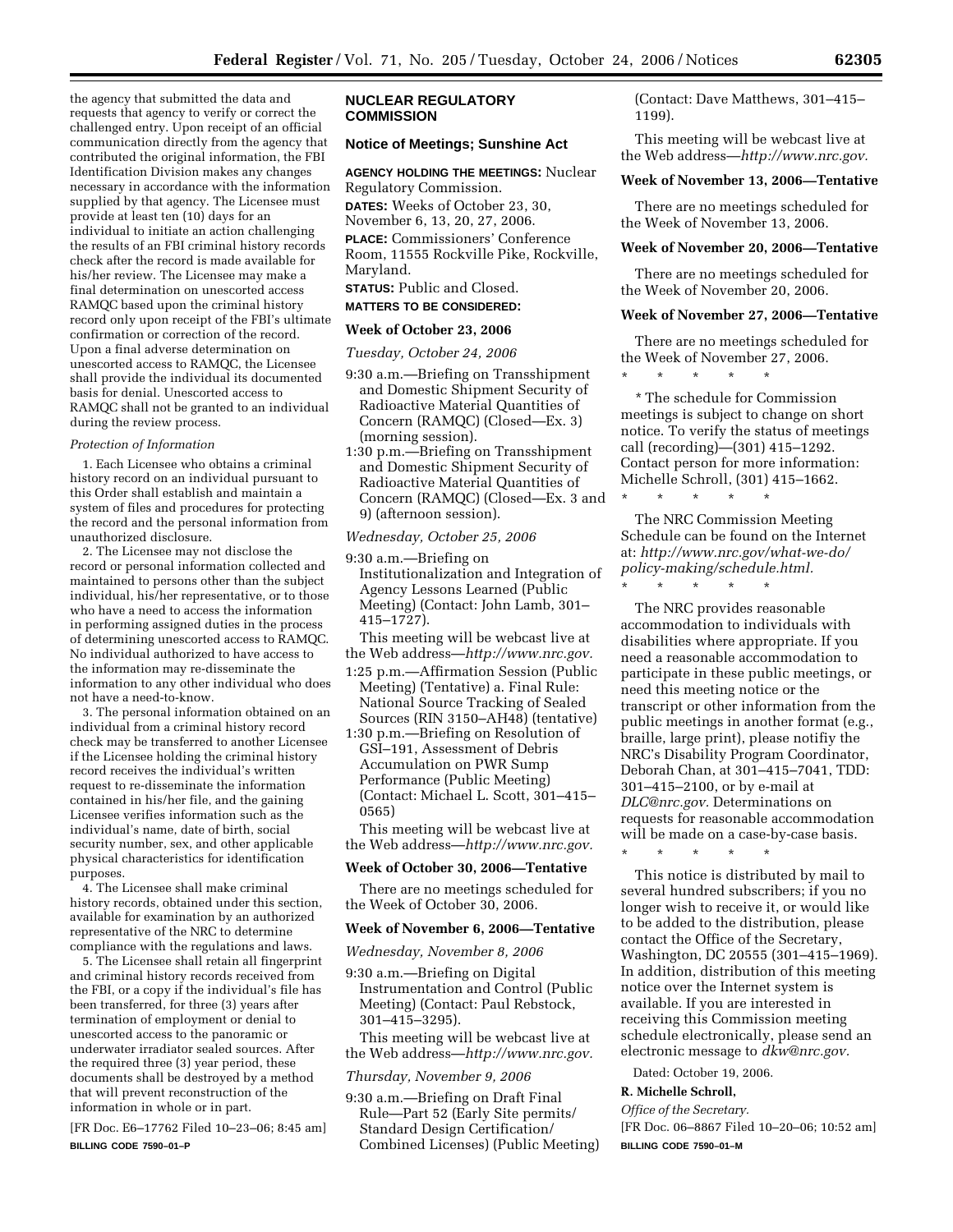the agency that submitted the data and requests that agency to verify or correct the challenged entry. Upon receipt of an official communication directly from the agency that contributed the original information, the FBI Identification Division makes any changes necessary in accordance with the information supplied by that agency. The Licensee must provide at least ten (10) days for an individual to initiate an action challenging the results of an FBI criminal history records check after the record is made available for his/her review. The Licensee may make a final determination on unescorted access RAMQC based upon the criminal history record only upon receipt of the FBI's ultimate confirmation or correction of the record. Upon a final adverse determination on unescorted access to RAMQC, the Licensee shall provide the individual its documented basis for denial. Unescorted access to RAMQC shall not be granted to an individual during the review process.

*Protection of Information*

1. Each Licensee who obtains a criminal history record on an individual pursuant to this Order shall establish and maintain a system of files and procedures for protecting the record and the personal information from unauthorized disclosure.

2. The Licensee may not disclose the record or personal information collected and maintained to persons other than the subject individual, his/her representative, or to those who have a need to access the information in performing assigned duties in the process of determining unescorted access to RAMQC. No individual authorized to have access to the information may re-disseminate the information to any other individual who does not have a need-to-know.

3. The personal information obtained on an individual from a criminal history record check may be transferred to another Licensee if the Licensee holding the criminal history record receives the individual's written request to re-disseminate the information contained in his/her file, and the gaining Licensee verifies information such as the individual's name, date of birth, social security number, sex, and other applicable physical characteristics for identification purposes.

4. The Licensee shall make criminal history records, obtained under this section, available for examination by an authorized representative of the NRC to determine compliance with the regulations and laws.

5. The Licensee shall retain all fingerprint and criminal history records received from the FBI, or a copy if the individual's file has been transferred, for three (3) years after termination of employment or denial to unescorted access to the panoramic or underwater irradiator sealed sources. After the required three (3) year period, these documents shall be destroyed by a method that will prevent reconstruction of the information in whole or in part.

[FR Doc. E6–17762 Filed 10–23–06; 8:45 am]

**BILLING CODE 7590–01–P**

## NUCLEAR REGULATORY COMMISSION

### Notice of Meetings; Sunshine Act

**AGENCY HOLDING THE MEETINGS:** Nuclear Regulatory Commission.

**DATES:** Weeks of October 23, 30, November 6, 13, 20, 27, 2006.

**PLACE:** Commissioners' Conference Room, 11555 Rockville Pike, Rockville, Maryland.

**STATUS:** Public and Closed.

**MATTERS TO BE CONSIDERED:**

#### Week of October 23, 2006

*Tuesday, October 24, 2006*

9:30 a.m.—Briefing on Transshipment and Domestic Shipment Security of Radioactive Material Quantities of Concern (RAMQC) (Closed—Ex. 3) (morning session).

1:30 p.m.—Briefing on Transshipment and Domestic Shipment Security of Radioactive Material Quantities of Concern (RAMQC) (Closed—Ex. 3 and 9) (afternoon session).

*Wednesday, October 25, 2006*

9:30 a.m.—Briefing on Institutionalization and Integration of Agency Lessons Learned (Public Meeting) (Contact: John Lamb, 301–415–1727).

This meeting will be webcast live at the Web address—*http://www.nrc.gov.*

1:25 p.m.—Affirmation Session (Public Meeting) (Tentative) a. Final Rule: National Source Tracking of Sealed Sources (RIN 3150–AH48) (tentative)

1:30 p.m.—Briefing on Resolution of GSI–191, Assessment of Debris Accumulation on PWR Sump Performance (Public Meeting) (Contact: Michael L. Scott, 301–415–0565)

This meeting will be webcast live at the Web address—*http://www.nrc.gov.*

#### Week of October 30, 2006—Tentative

There are no meetings scheduled for the Week of October 30, 2006.

#### Week of November 6, 2006—Tentative

*Wednesday, November 8, 2006*

9:30 a.m.—Briefing on Digital Instrumentation and Control (Public Meeting) (Contact: Paul Rebstock, 301–415–3295).

This meeting will be webcast live at the Web address—*http://www.nrc.gov.*

*Thursday, November 9, 2006*

9:30 a.m.—Briefing on Draft Final Rule—Part 52 (Early Site permits/ Standard Design Certification/ Combined Licenses) (Public Meeting) (Contact: Dave Matthews, 301–415–1199).

This meeting will be webcast live at the Web address—*http://www.nrc.gov.*

#### Week of November 13, 2006—Tentative

There are no meetings scheduled for the Week of November 13, 2006.

#### Week of November 20, 2006—Tentative

There are no meetings scheduled for the Week of November 20, 2006.

#### Week of November 27, 2006—Tentative

There are no meetings scheduled for the Week of November 27, 2006.

\* \* \* \* \*

\* The schedule for Commission meetings is subject to change on short notice. To verify the status of meetings call (recording)—(301) 415–1292. Contact person for more information: Michelle Schroll, (301) 415–1662.

\* \* \* \* \*

The NRC Commission Meeting Schedule can be found on the Internet at: *http://www.nrc.gov/what-we-do/policy-making/schedule.html.*

\* \* \* \* \*

The NRC provides reasonable accommodation to individuals with disabilities where appropriate. If you need a reasonable accommodation to participate in these public meetings, or need this meeting notice or the transcript or other information from the public meetings in another format (e.g., braille, large print), please notifiy the NRC's Disability Program Coordinator, Deborah Chan, at 301–415–7041, TDD: 301–415–2100, or by e-mail at *DLC@nrc.gov.* Determinations on requests for reasonable accommodation will be made on a case-by-case basis.

\* \* \* \* \*

This notice is distributed by mail to several hundred subscribers; if you no longer wish to receive it, or would like to be added to the distribution, please contact the Office of the Secretary, Washington, DC 20555 (301–415–1969). In addition, distribution of this meeting notice over the Internet system is available. If you are interested in receiving this Commission meeting schedule electronically, please send an electronic message to *dkw@nrc.gov.*

Dated: October 19, 2006.

**R. Michelle Schroll,**

*Office of the Secretary.*

[FR Doc. 06–8867 Filed 10–20–06; 10:52 am]

**BILLING CODE 7590–01–M**